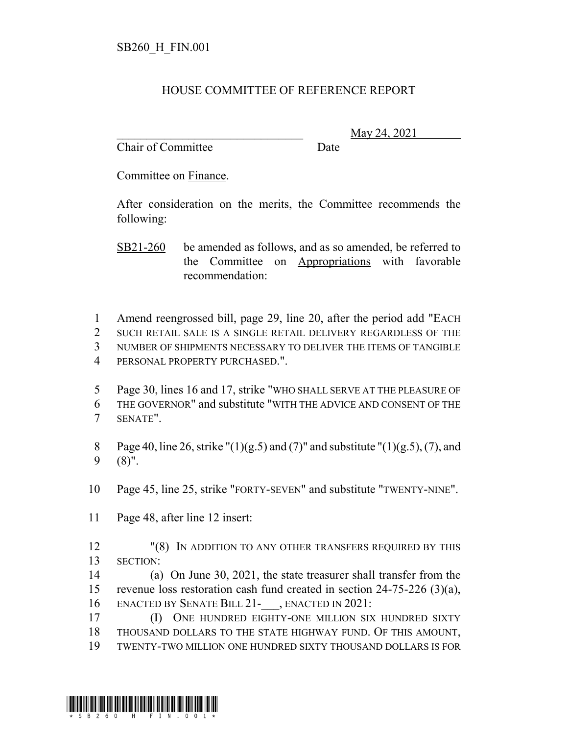SB260_H_FIN.001

# HOUSE COMMITTEE OF REFERENCE REPORT

________________________________ May 24, 2021
Chair of Committee Date

Committee on Finance.

After consideration on the merits, the Committee recommends the following:

SB21-260 be amended as follows, and as so amended, be referred to the Committee on Appropriations with favorable recommendation:

1 Amend reengrossed bill, page 29, line 20, after the period add "EACH
2 SUCH RETAIL SALE IS A SINGLE RETAIL DELIVERY REGARDLESS OF THE
3 NUMBER OF SHIPMENTS NECESSARY TO DELIVER THE ITEMS OF TANGIBLE
4 PERSONAL PROPERTY PURCHASED.".

5 Page 30, lines 16 and 17, strike "WHO SHALL SERVE AT THE PLEASURE OF
6 THE GOVERNOR" and substitute "WITH THE ADVICE AND CONSENT OF THE
7 SENATE".

8 Page 40, line 26, strike "(1)(g.5) and (7)" and substitute "(1)(g.5), (7), and
9 (8)".

10 Page 45, line 25, strike "FORTY-SEVEN" and substitute "TWENTY-NINE".

11 Page 48, after line 12 insert:

12 "(8) IN ADDITION TO ANY OTHER TRANSFERS REQUIRED BY THIS
13 SECTION:
14 (a) On June 30, 2021, the state treasurer shall transfer from the
15 revenue loss restoration cash fund created in section 24-75-226 (3)(a),
16 ENACTED BY SENATE BILL 21-___, ENACTED IN 2021:
17 (I) ONE HUNDRED EIGHTY-ONE MILLION SIX HUNDRED SIXTY
18 THOUSAND DOLLARS TO THE STATE HIGHWAY FUND. OF THIS AMOUNT,
19 TWENTY-TWO MILLION ONE HUNDRED SIXTY THOUSAND DOLLARS IS FOR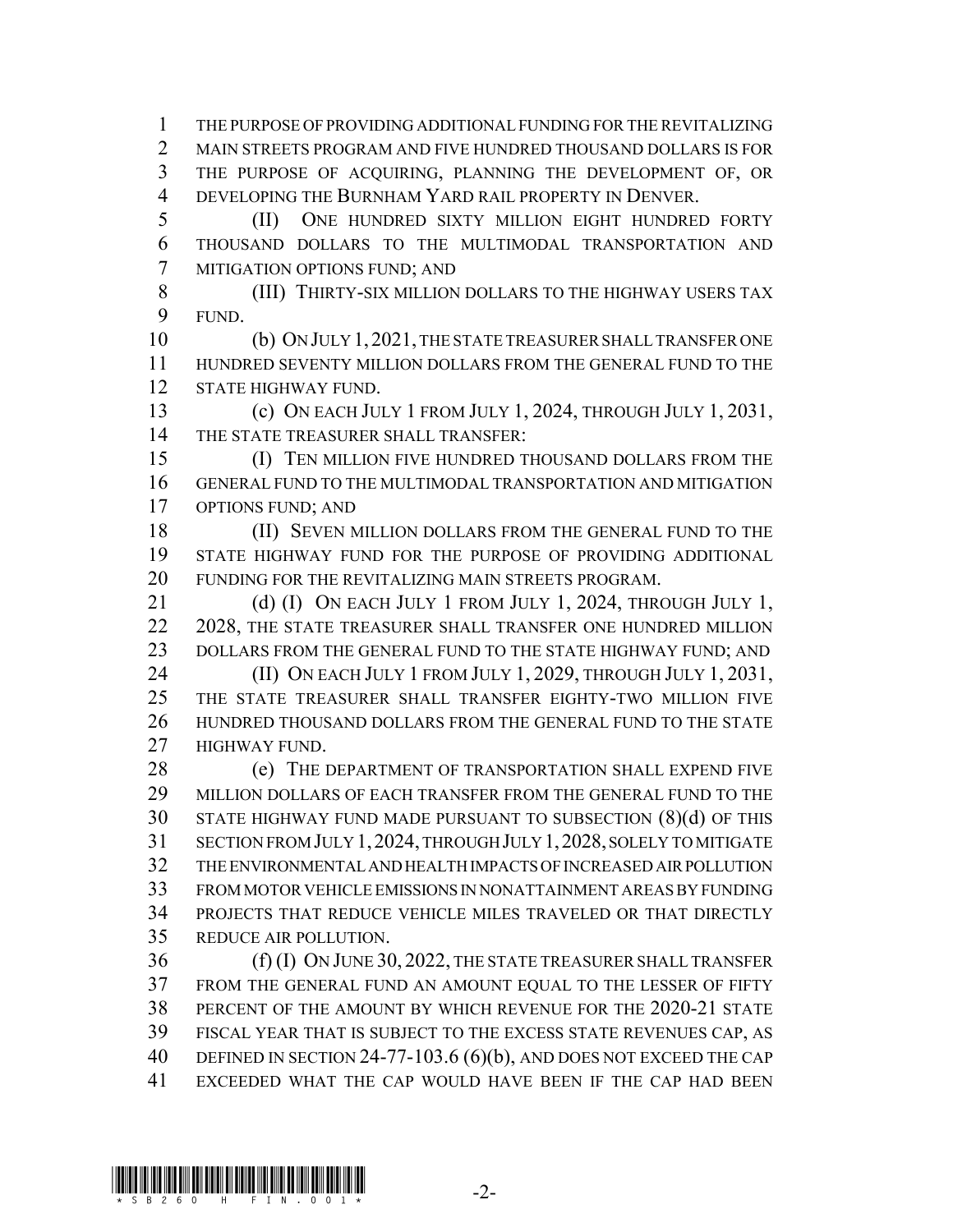THE PURPOSE OF PROVIDING ADDITIONAL FUNDING FOR THE REVITALIZING MAIN STREETS PROGRAM AND FIVE HUNDRED THOUSAND DOLLARS IS FOR THE PURPOSE OF ACQUIRING, PLANNING THE DEVELOPMENT OF, OR DEVELOPING THE BURNHAM YARD RAIL PROPERTY IN DENVER.

(II) ONE HUNDRED SIXTY MILLION EIGHT HUNDRED FORTY THOUSAND DOLLARS TO THE MULTIMODAL TRANSPORTATION AND MITIGATION OPTIONS FUND; AND

(III) THIRTY-SIX MILLION DOLLARS TO THE HIGHWAY USERS TAX FUND.

(b) ON JULY 1, 2021, THE STATE TREASURER SHALL TRANSFER ONE HUNDRED SEVENTY MILLION DOLLARS FROM THE GENERAL FUND TO THE STATE HIGHWAY FUND.

(c) ON EACH JULY 1 FROM JULY 1, 2024, THROUGH JULY 1, 2031, THE STATE TREASURER SHALL TRANSFER:

(I) TEN MILLION FIVE HUNDRED THOUSAND DOLLARS FROM THE GENERAL FUND TO THE MULTIMODAL TRANSPORTATION AND MITIGATION OPTIONS FUND; AND

(II) SEVEN MILLION DOLLARS FROM THE GENERAL FUND TO THE STATE HIGHWAY FUND FOR THE PURPOSE OF PROVIDING ADDITIONAL FUNDING FOR THE REVITALIZING MAIN STREETS PROGRAM.

(d) (I) ON EACH JULY 1 FROM JULY 1, 2024, THROUGH JULY 1, 2028, THE STATE TREASURER SHALL TRANSFER ONE HUNDRED MILLION DOLLARS FROM THE GENERAL FUND TO THE STATE HIGHWAY FUND; AND

(II) ON EACH JULY 1 FROM JULY 1, 2029, THROUGH JULY 1, 2031, THE STATE TREASURER SHALL TRANSFER EIGHTY-TWO MILLION FIVE HUNDRED THOUSAND DOLLARS FROM THE GENERAL FUND TO THE STATE HIGHWAY FUND.

(e) THE DEPARTMENT OF TRANSPORTATION SHALL EXPEND FIVE MILLION DOLLARS OF EACH TRANSFER FROM THE GENERAL FUND TO THE STATE HIGHWAY FUND MADE PURSUANT TO SUBSECTION (8)(d) OF THIS SECTION FROM JULY 1, 2024, THROUGH JULY 1, 2028, SOLELY TO MITIGATE THE ENVIRONMENTAL AND HEALTH IMPACTS OF INCREASED AIR POLLUTION FROM MOTOR VEHICLE EMISSIONS IN NONATTAINMENT AREAS BY FUNDING PROJECTS THAT REDUCE VEHICLE MILES TRAVELED OR THAT DIRECTLY REDUCE AIR POLLUTION.

(f) (I) ON JUNE 30, 2022, THE STATE TREASURER SHALL TRANSFER FROM THE GENERAL FUND AN AMOUNT EQUAL TO THE LESSER OF FIFTY PERCENT OF THE AMOUNT BY WHICH REVENUE FOR THE 2020-21 STATE FISCAL YEAR THAT IS SUBJECT TO THE EXCESS STATE REVENUES CAP, AS DEFINED IN SECTION 24-77-103.6 (6)(b), AND DOES NOT EXCEED THE CAP EXCEEDED WHAT THE CAP WOULD HAVE BEEN IF THE CAP HAD BEEN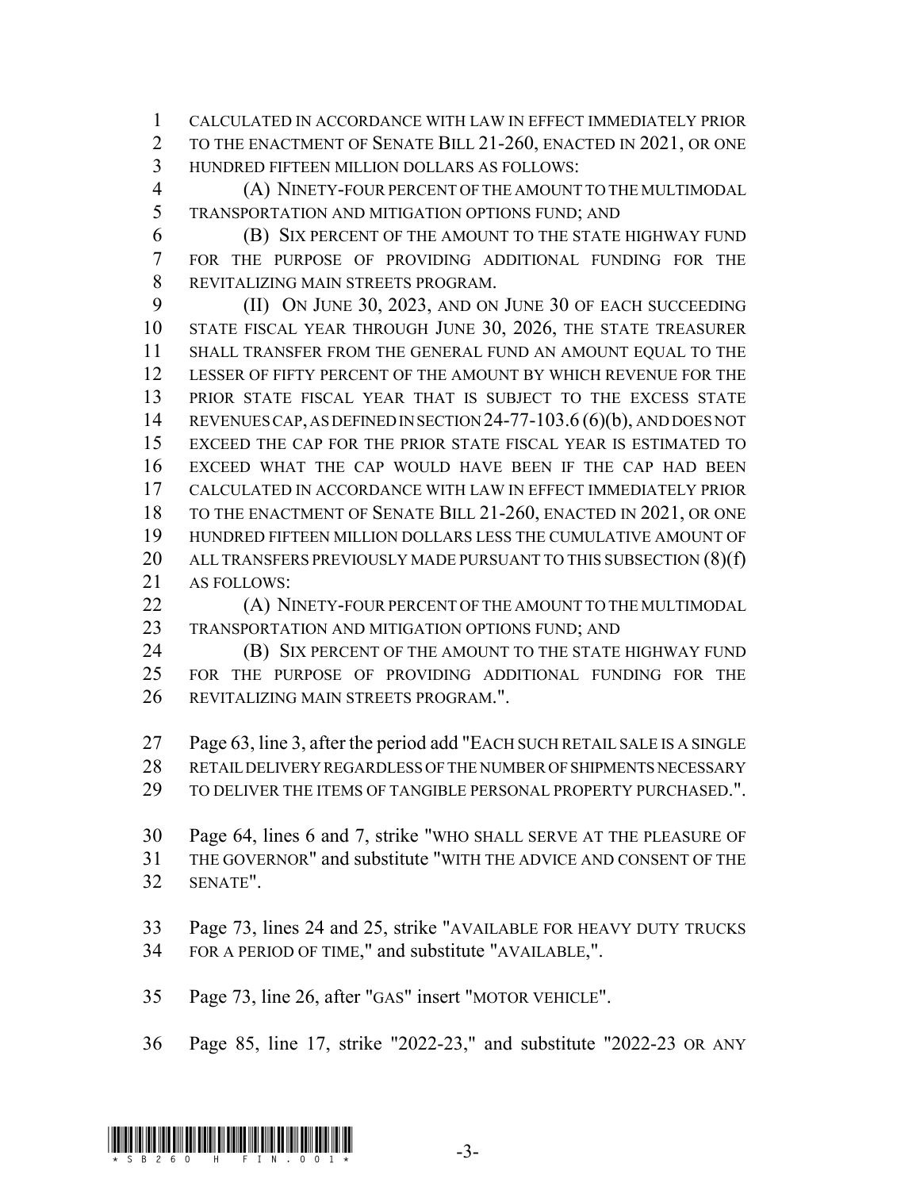CALCULATED IN ACCORDANCE WITH LAW IN EFFECT IMMEDIATELY PRIOR TO THE ENACTMENT OF SENATE BILL 21-260, ENACTED IN 2021, OR ONE HUNDRED FIFTEEN MILLION DOLLARS AS FOLLOWS:

(A) NINETY-FOUR PERCENT OF THE AMOUNT TO THE MULTIMODAL TRANSPORTATION AND MITIGATION OPTIONS FUND; AND

(B) SIX PERCENT OF THE AMOUNT TO THE STATE HIGHWAY FUND FOR THE PURPOSE OF PROVIDING ADDITIONAL FUNDING FOR THE REVITALIZING MAIN STREETS PROGRAM.

(II) ON JUNE 30, 2023, AND ON JUNE 30 OF EACH SUCCEEDING STATE FISCAL YEAR THROUGH JUNE 30, 2026, THE STATE TREASURER SHALL TRANSFER FROM THE GENERAL FUND AN AMOUNT EQUAL TO THE LESSER OF FIFTY PERCENT OF THE AMOUNT BY WHICH REVENUE FOR THE PRIOR STATE FISCAL YEAR THAT IS SUBJECT TO THE EXCESS STATE REVENUES CAP, AS DEFINED IN SECTION 24-77-103.6 (6)(b), AND DOES NOT EXCEED THE CAP FOR THE PRIOR STATE FISCAL YEAR IS ESTIMATED TO EXCEED WHAT THE CAP WOULD HAVE BEEN IF THE CAP HAD BEEN CALCULATED IN ACCORDANCE WITH LAW IN EFFECT IMMEDIATELY PRIOR TO THE ENACTMENT OF SENATE BILL 21-260, ENACTED IN 2021, OR ONE HUNDRED FIFTEEN MILLION DOLLARS LESS THE CUMULATIVE AMOUNT OF ALL TRANSFERS PREVIOUSLY MADE PURSUANT TO THIS SUBSECTION (8)(f) AS FOLLOWS:

(A) NINETY-FOUR PERCENT OF THE AMOUNT TO THE MULTIMODAL TRANSPORTATION AND MITIGATION OPTIONS FUND; AND

(B) SIX PERCENT OF THE AMOUNT TO THE STATE HIGHWAY FUND FOR THE PURPOSE OF PROVIDING ADDITIONAL FUNDING FOR THE REVITALIZING MAIN STREETS PROGRAM.".

Page 63, line 3, after the period add "EACH SUCH RETAIL SALE IS A SINGLE RETAIL DELIVERY REGARDLESS OF THE NUMBER OF SHIPMENTS NECESSARY TO DELIVER THE ITEMS OF TANGIBLE PERSONAL PROPERTY PURCHASED.".

Page 64, lines 6 and 7, strike "WHO SHALL SERVE AT THE PLEASURE OF THE GOVERNOR" and substitute "WITH THE ADVICE AND CONSENT OF THE SENATE".

Page 73, lines 24 and 25, strike "AVAILABLE FOR HEAVY DUTY TRUCKS FOR A PERIOD OF TIME," and substitute "AVAILABLE,".

Page 73, line 26, after "GAS" insert "MOTOR VEHICLE".

Page 85, line 17, strike "2022-23," and substitute "2022-23 OR ANY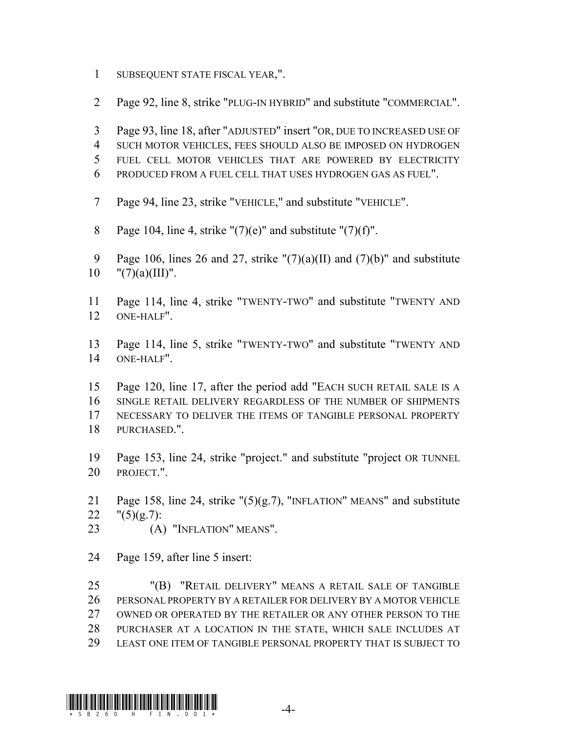SUBSEQUENT STATE FISCAL YEAR,".

Page 92, line 8, strike "PLUG-IN HYBRID" and substitute "COMMERCIAL".

Page 93, line 18, after "ADJUSTED" insert "OR, DUE TO INCREASED USE OF SUCH MOTOR VEHICLES, FEES SHOULD ALSO BE IMPOSED ON HYDROGEN FUEL CELL MOTOR VEHICLES THAT ARE POWERED BY ELECTRICITY PRODUCED FROM A FUEL CELL THAT USES HYDROGEN GAS AS FUEL".

Page 94, line 23, strike "VEHICLE," and substitute "VEHICLE".

Page 104, line 4, strike "(7)(e)" and substitute "(7)(f)".

Page 106, lines 26 and 27, strike "(7)(a)(II) and (7)(b)" and substitute "(7)(a)(III)".

Page 114, line 4, strike "TWENTY-TWO" and substitute "TWENTY AND ONE-HALF".

Page 114, line 5, strike "TWENTY-TWO" and substitute "TWENTY AND ONE-HALF".

Page 120, line 17, after the period add "EACH SUCH RETAIL SALE IS A SINGLE RETAIL DELIVERY REGARDLESS OF THE NUMBER OF SHIPMENTS NECESSARY TO DELIVER THE ITEMS OF TANGIBLE PERSONAL PROPERTY PURCHASED.".

Page 153, line 24, strike "project." and substitute "project OR TUNNEL PROJECT.".

Page 158, line 24, strike "(5)(g.7), "INFLATION" MEANS" and substitute "(5)(g.7):

(A) "INFLATION" MEANS".

Page 159, after line 5 insert:

"(B) "RETAIL DELIVERY" MEANS A RETAIL SALE OF TANGIBLE PERSONAL PROPERTY BY A RETAILER FOR DELIVERY BY A MOTOR VEHICLE OWNED OR OPERATED BY THE RETAILER OR ANY OTHER PERSON TO THE PURCHASER AT A LOCATION IN THE STATE, WHICH SALE INCLUDES AT LEAST ONE ITEM OF TANGIBLE PERSONAL PROPERTY THAT IS SUBJECT TO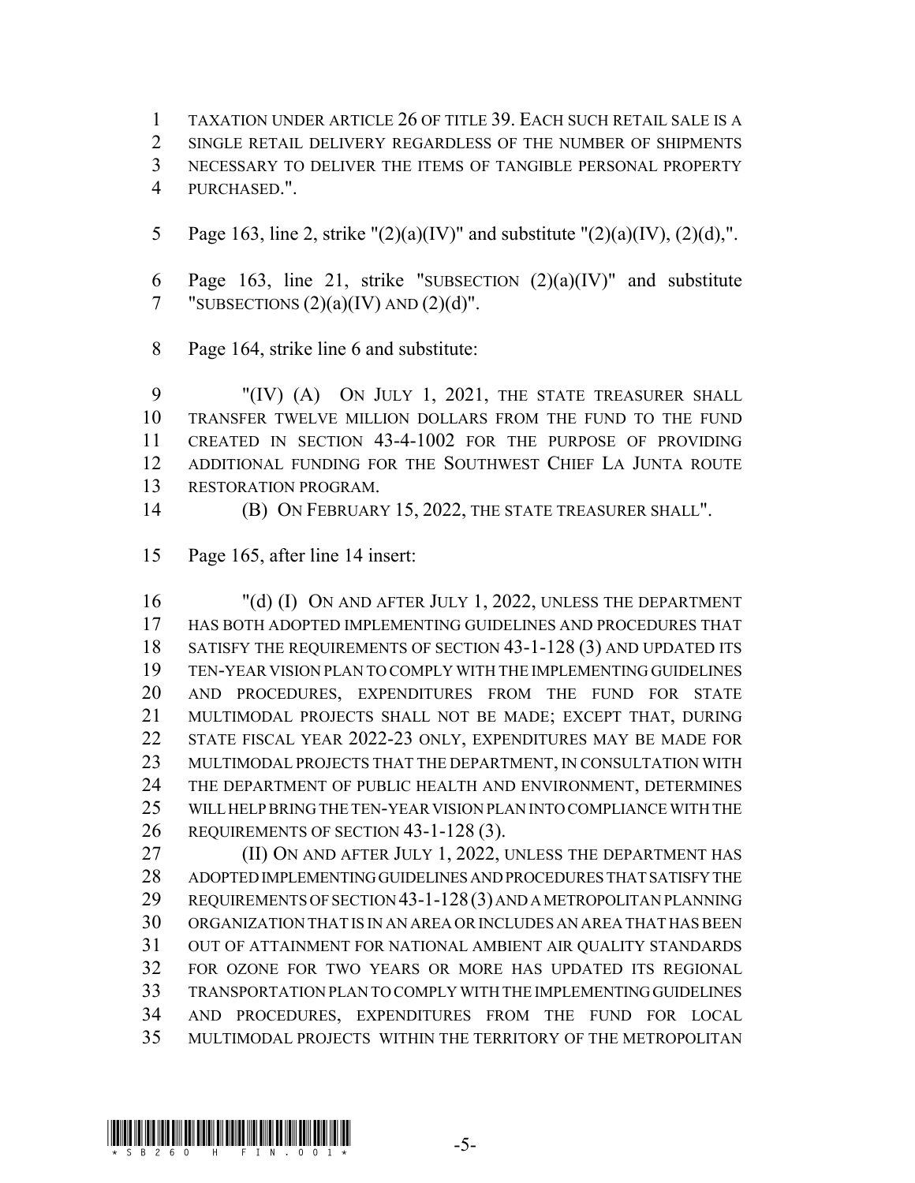TAXATION UNDER ARTICLE 26 OF TITLE 39. EACH SUCH RETAIL SALE IS A SINGLE RETAIL DELIVERY REGARDLESS OF THE NUMBER OF SHIPMENTS NECESSARY TO DELIVER THE ITEMS OF TANGIBLE PERSONAL PROPERTY PURCHASED.".

Page 163, line 2, strike "(2)(a)(IV)" and substitute "(2)(a)(IV), (2)(d),".

Page 163, line 21, strike "SUBSECTION (2)(a)(IV)" and substitute "SUBSECTIONS (2)(a)(IV) AND (2)(d)".

Page 164, strike line 6 and substitute:

"(IV) (A) ON JULY 1, 2021, THE STATE TREASURER SHALL TRANSFER TWELVE MILLION DOLLARS FROM THE FUND TO THE FUND CREATED IN SECTION 43-4-1002 FOR THE PURPOSE OF PROVIDING ADDITIONAL FUNDING FOR THE SOUTHWEST CHIEF LA JUNTA ROUTE RESTORATION PROGRAM.

(B) ON FEBRUARY 15, 2022, THE STATE TREASURER SHALL".

Page 165, after line 14 insert:

"(d) (I) ON AND AFTER JULY 1, 2022, UNLESS THE DEPARTMENT HAS BOTH ADOPTED IMPLEMENTING GUIDELINES AND PROCEDURES THAT SATISFY THE REQUIREMENTS OF SECTION 43-1-128 (3) AND UPDATED ITS TEN-YEAR VISION PLAN TO COMPLY WITH THE IMPLEMENTING GUIDELINES AND PROCEDURES, EXPENDITURES FROM THE FUND FOR STATE MULTIMODAL PROJECTS SHALL NOT BE MADE; EXCEPT THAT, DURING STATE FISCAL YEAR 2022-23 ONLY, EXPENDITURES MAY BE MADE FOR MULTIMODAL PROJECTS THAT THE DEPARTMENT, IN CONSULTATION WITH THE DEPARTMENT OF PUBLIC HEALTH AND ENVIRONMENT, DETERMINES WILL HELP BRING THE TEN-YEAR VISION PLAN INTO COMPLIANCE WITH THE REQUIREMENTS OF SECTION 43-1-128 (3).

(II) ON AND AFTER JULY 1, 2022, UNLESS THE DEPARTMENT HAS ADOPTED IMPLEMENTING GUIDELINES AND PROCEDURES THAT SATISFY THE REQUIREMENTS OF SECTION 43-1-128 (3) AND A METROPOLITAN PLANNING ORGANIZATION THAT IS IN AN AREA OR INCLUDES AN AREA THAT HAS BEEN OUT OF ATTAINMENT FOR NATIONAL AMBIENT AIR QUALITY STANDARDS FOR OZONE FOR TWO YEARS OR MORE HAS UPDATED ITS REGIONAL TRANSPORTATION PLAN TO COMPLY WITH THE IMPLEMENTING GUIDELINES AND PROCEDURES, EXPENDITURES FROM THE FUND FOR LOCAL MULTIMODAL PROJECTS WITHIN THE TERRITORY OF THE METROPOLITAN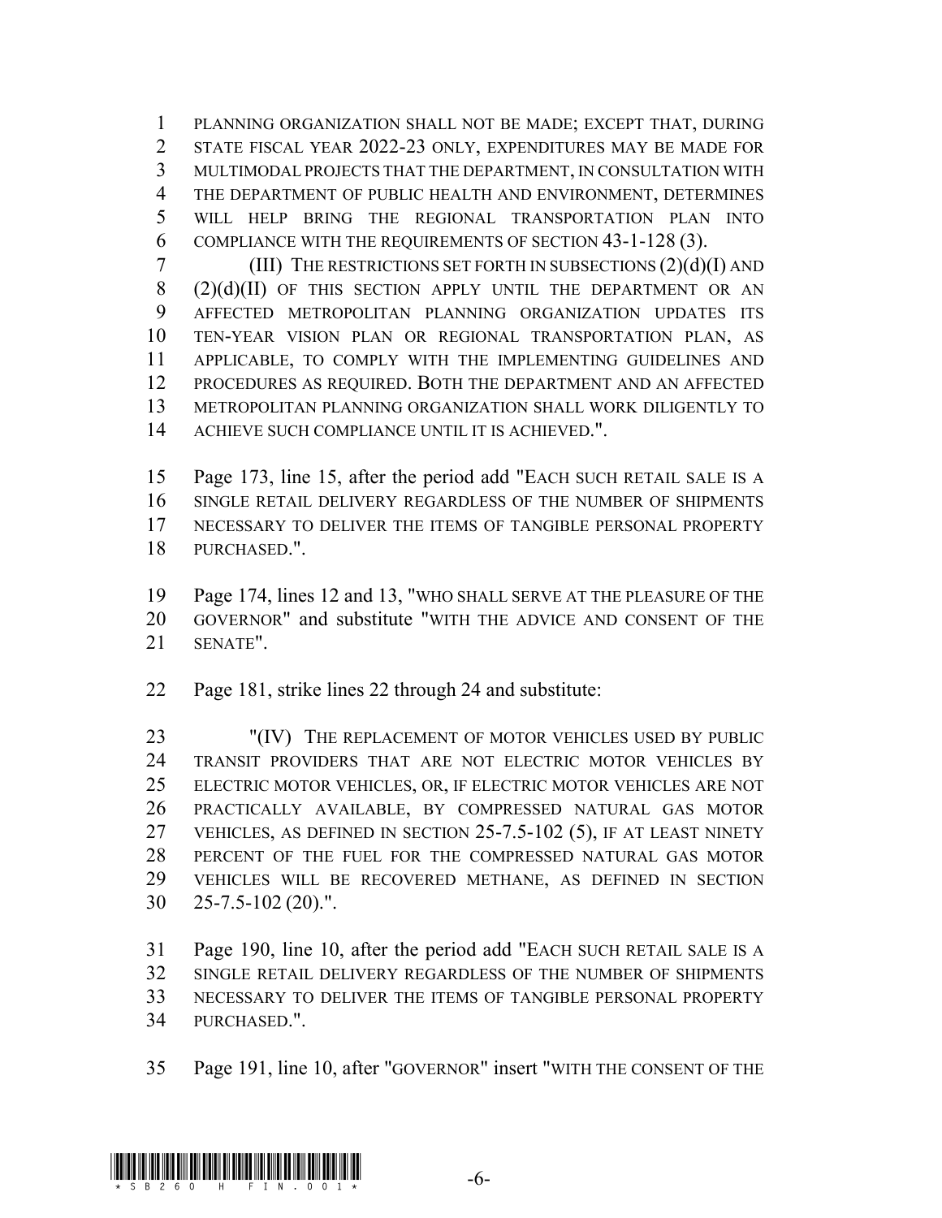PLANNING ORGANIZATION SHALL NOT BE MADE; EXCEPT THAT, DURING STATE FISCAL YEAR 2022-23 ONLY, EXPENDITURES MAY BE MADE FOR MULTIMODAL PROJECTS THAT THE DEPARTMENT, IN CONSULTATION WITH THE DEPARTMENT OF PUBLIC HEALTH AND ENVIRONMENT, DETERMINES WILL HELP BRING THE REGIONAL TRANSPORTATION PLAN INTO COMPLIANCE WITH THE REQUIREMENTS OF SECTION 43-1-128 (3).

(III) THE RESTRICTIONS SET FORTH IN SUBSECTIONS (2)(d)(I) AND (2)(d)(II) OF THIS SECTION APPLY UNTIL THE DEPARTMENT OR AN AFFECTED METROPOLITAN PLANNING ORGANIZATION UPDATES ITS TEN-YEAR VISION PLAN OR REGIONAL TRANSPORTATION PLAN, AS APPLICABLE, TO COMPLY WITH THE IMPLEMENTING GUIDELINES AND PROCEDURES AS REQUIRED. BOTH THE DEPARTMENT AND AN AFFECTED METROPOLITAN PLANNING ORGANIZATION SHALL WORK DILIGENTLY TO ACHIEVE SUCH COMPLIANCE UNTIL IT IS ACHIEVED.".

Page 173, line 15, after the period add "EACH SUCH RETAIL SALE IS A SINGLE RETAIL DELIVERY REGARDLESS OF THE NUMBER OF SHIPMENTS NECESSARY TO DELIVER THE ITEMS OF TANGIBLE PERSONAL PROPERTY PURCHASED.".

Page 174, lines 12 and 13, "WHO SHALL SERVE AT THE PLEASURE OF THE GOVERNOR" and substitute "WITH THE ADVICE AND CONSENT OF THE SENATE".

Page 181, strike lines 22 through 24 and substitute:

"(IV) THE REPLACEMENT OF MOTOR VEHICLES USED BY PUBLIC TRANSIT PROVIDERS THAT ARE NOT ELECTRIC MOTOR VEHICLES BY ELECTRIC MOTOR VEHICLES, OR, IF ELECTRIC MOTOR VEHICLES ARE NOT PRACTICALLY AVAILABLE, BY COMPRESSED NATURAL GAS MOTOR VEHICLES, AS DEFINED IN SECTION 25-7.5-102 (5), IF AT LEAST NINETY PERCENT OF THE FUEL FOR THE COMPRESSED NATURAL GAS MOTOR VEHICLES WILL BE RECOVERED METHANE, AS DEFINED IN SECTION 25-7.5-102 (20).".

Page 190, line 10, after the period add "EACH SUCH RETAIL SALE IS A SINGLE RETAIL DELIVERY REGARDLESS OF THE NUMBER OF SHIPMENTS NECESSARY TO DELIVER THE ITEMS OF TANGIBLE PERSONAL PROPERTY PURCHASED.".

Page 191, line 10, after "GOVERNOR" insert "WITH THE CONSENT OF THE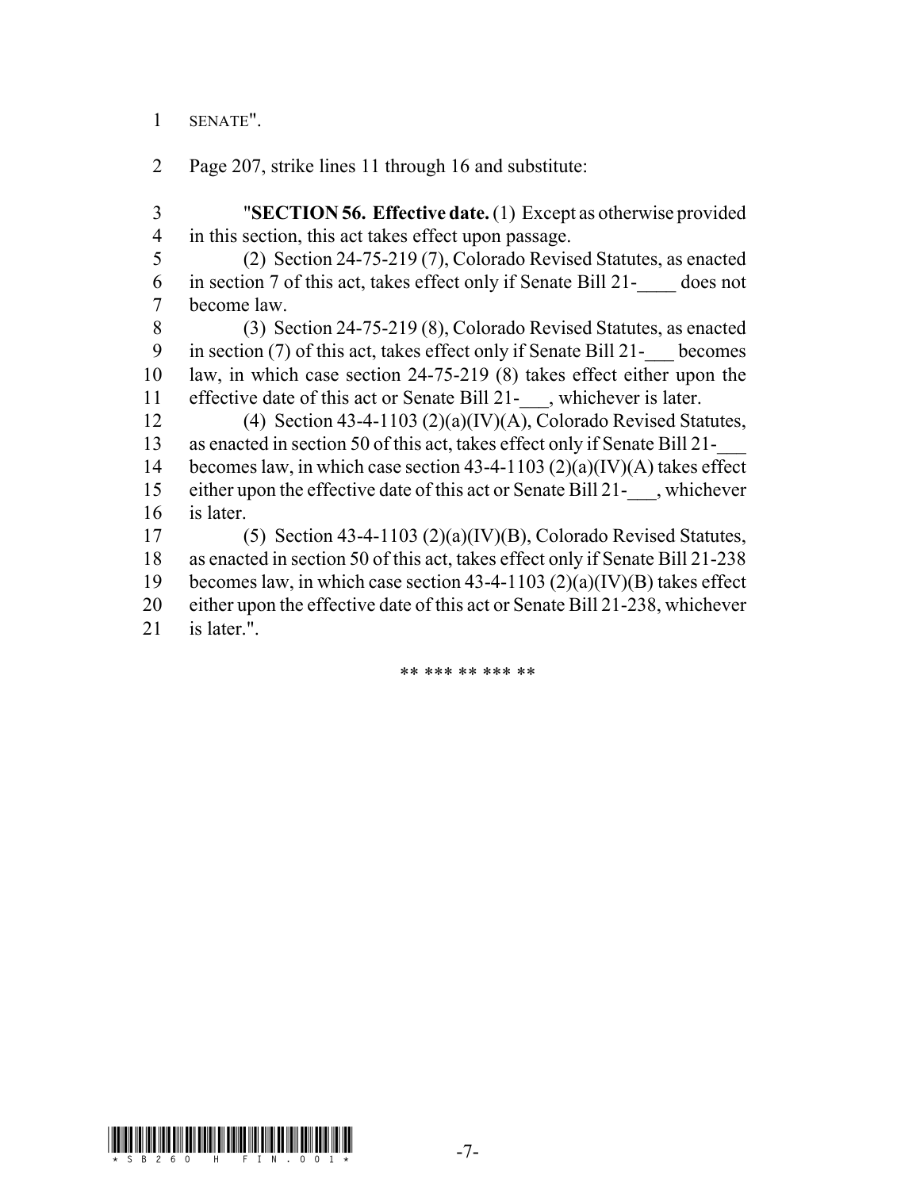SENATE".

Page 207, strike lines 11 through 16 and substitute:

"**SECTION 56. Effective date.** (1) Except as otherwise provided in this section, this act takes effect upon passage.

(2) Section 24-75-219 (7), Colorado Revised Statutes, as enacted in section 7 of this act, takes effect only if Senate Bill 21-____ does not become law.

(3) Section 24-75-219 (8), Colorado Revised Statutes, as enacted in section (7) of this act, takes effect only if Senate Bill 21-___ becomes law, in which case section 24-75-219 (8) takes effect either upon the effective date of this act or Senate Bill 21-___, whichever is later.

(4) Section 43-4-1103 (2)(a)(IV)(A), Colorado Revised Statutes, as enacted in section 50 of this act, takes effect only if Senate Bill 21-___ becomes law, in which case section 43-4-1103 (2)(a)(IV)(A) takes effect either upon the effective date of this act or Senate Bill 21-___, whichever is later.

(5) Section 43-4-1103 (2)(a)(IV)(B), Colorado Revised Statutes, as enacted in section 50 of this act, takes effect only if Senate Bill 21-238 becomes law, in which case section 43-4-1103 (2)(a)(IV)(B) takes effect either upon the effective date of this act or Senate Bill 21-238, whichever is later.".

** *** ** *** **